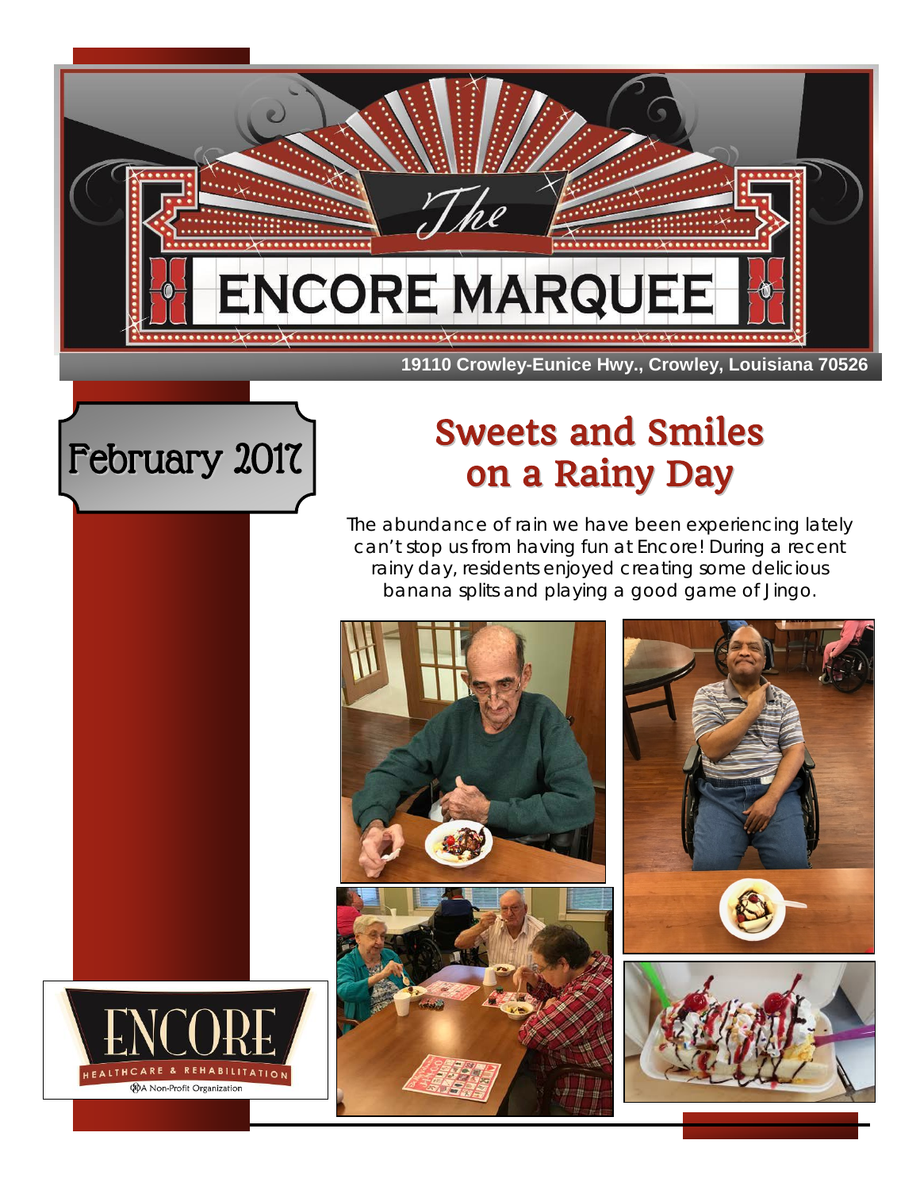# The ENCORE MARQUEE

19110 Crowley-Eunice Hwy., Crowley, Louisiana 70526

February 2017

## Sweets and Smiles on a Rainy Day

The abundance of rain we have been experiencing lately can't stop us from having fun at Encore! During a recent rainy day, residents enjoyed creating some delicious banana splits and playing a good game of Jingo.

ENCORE HEALTHCARE & REHABILITATION

A Non-Profit Organization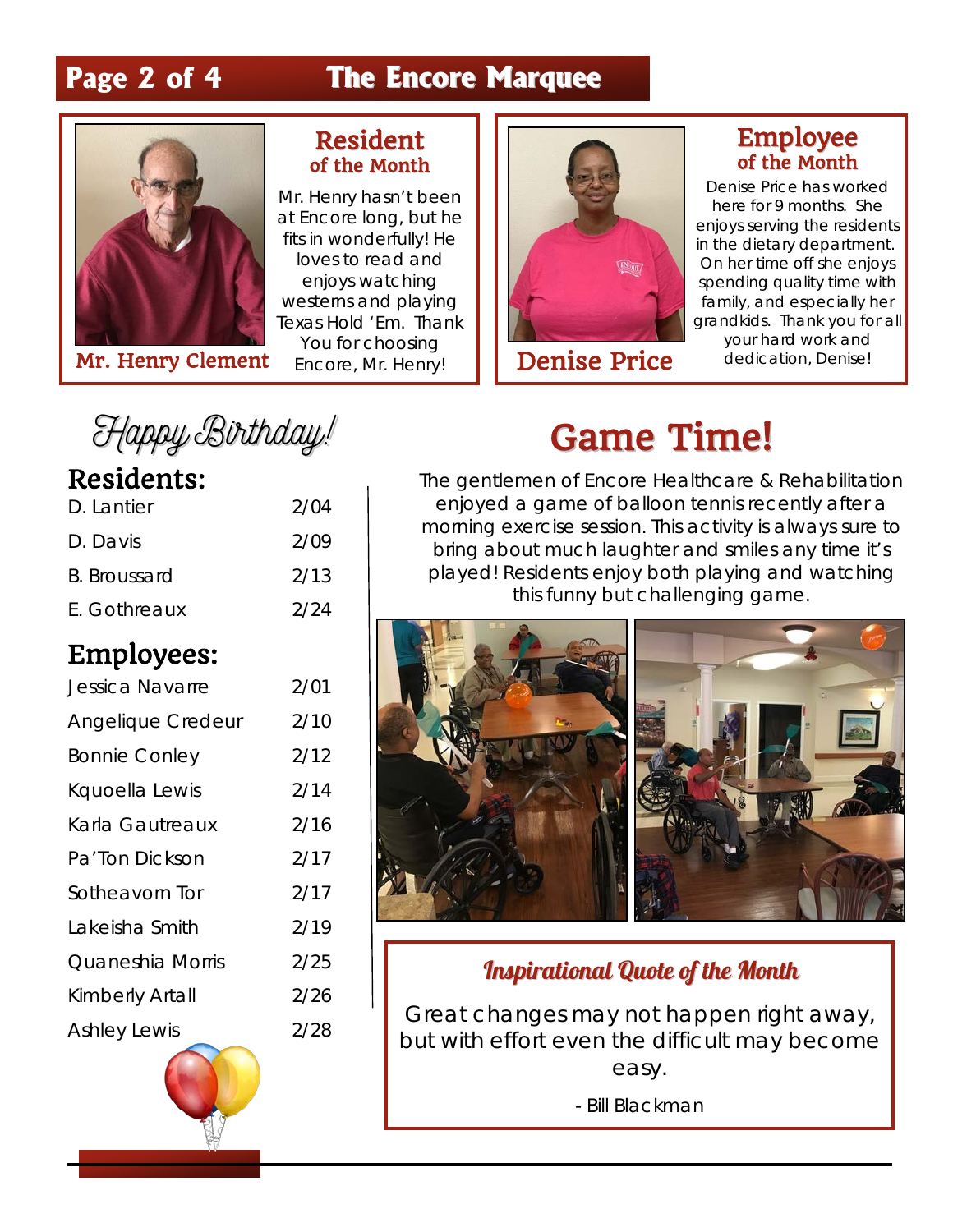## Resident of the Month

**Mr. Henry Clement**

Mr. Henry hasn't been at Encore long, but he fits in wonderfully! He loves to read and enjoys watching westerns and playing Texas Hold 'Em. Thank You for choosing Encore, Mr. Henry!

## Employee of the Month

**Denise Price**

Denise Price has worked here for 9 months. She enjoys serving the residents in the dietary department. On her time off she enjoys spending quality time with family, and especially her grandkids. Thank you for all your hard work and dedication, Denise!

## Happy Birthday!

### Residents:

| Name | Date |
|---|---|
| D. Lantier | 2/04 |
| D. Davis | 2/09 |
| B. Broussard | 2/13 |
| E. Gothreaux | 2/24 |

### Employees:

| Name | Date |
|---|---|
| Jessica Navarre | 2/01 |
| Angelique Credeur | 2/10 |
| Bonnie Conley | 2/12 |
| Kquoella Lewis | 2/14 |
| Karla Gautreaux | 2/16 |
| Pa'Ton Dickson | 2/17 |
| Sotheavorn Tor | 2/17 |
| Lakeisha Smith | 2/19 |
| Quaneshia Morris | 2/25 |
| Kimberly Artall | 2/26 |
| Ashley Lewis | 2/28 |

## Game Time!

The gentlemen of Encore Healthcare & Rehabilitation enjoyed a game of balloon tennis recently after a morning exercise session. This activity is always sure to bring about much laughter and smiles any time it's played! Residents enjoy both playing and watching this funny but challenging game.

### *Inspirational Quote of the Month*

Great changes may not happen right away, but with effort even the difficult may become easy.

- Bill Blackman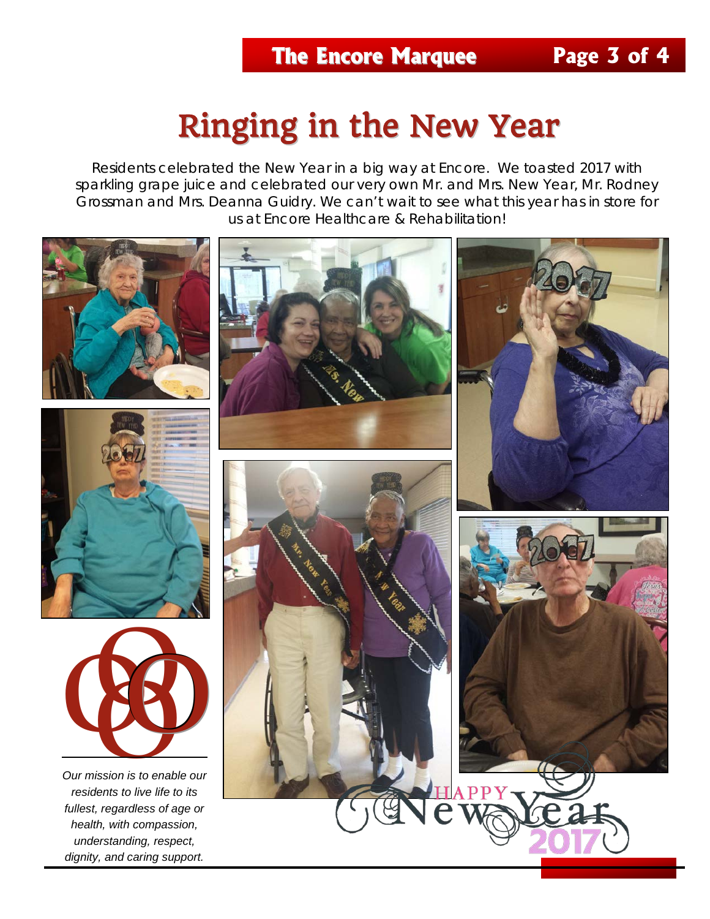# Ringing in the New Year

Residents celebrated the New Year in a big way at Encore. We toasted 2017 with sparkling grape juice and celebrated our very own Mr. and Mrs. New Year, Mr. Rodney Grossman and Mrs. Deanna Guidry. We can't wait to see what this year has in store for us at Encore Healthcare & Rehabilitation!

*Our mission is to enable our residents to live life to its fullest, regardless of age or health, with compassion, understanding, respect, dignity, and caring support.*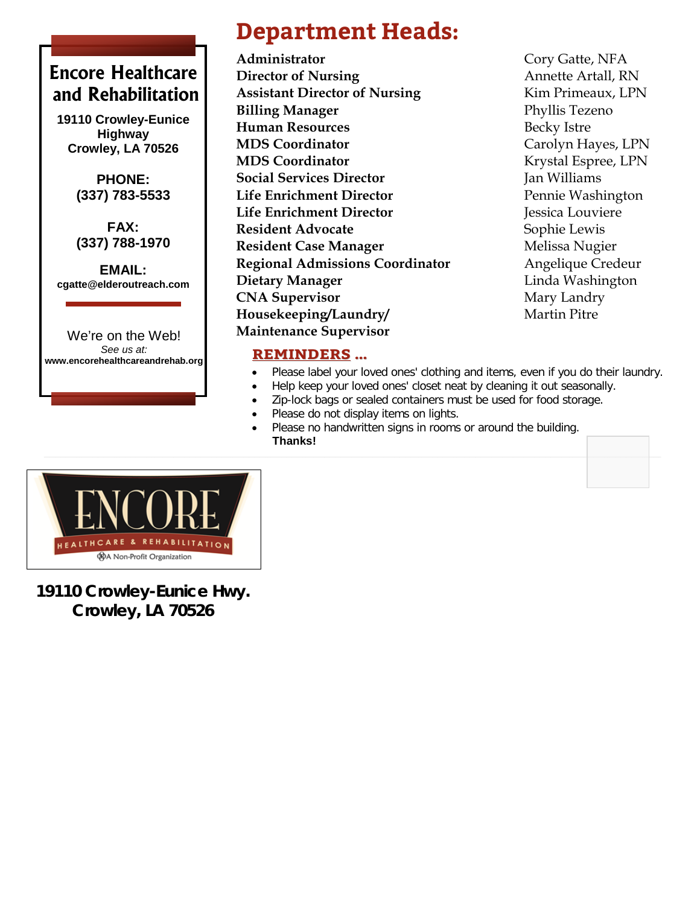## Encore Healthcare and Rehabilitation

**19110 Crowley-Eunice Highway**
**Crowley, LA 70526**

**PHONE:**
**(337) 783-5533**

**FAX:**
**(337) 788-1970**

**EMAIL:**
**cgatte@elderoutreach.com**

We're on the Web!
*See us at:*
**www.encorehealthcareandrehab.org**

# Department Heads:

| | |
|---|---|
| **Administrator** | Cory Gatte, NFA |
| **Director of Nursing** | Annette Artall, RN |
| **Assistant Director of Nursing** | Kim Primeaux, LPN |
| **Billing Manager** | Phyllis Tezeno |
| **Human Resources** | Becky Istre |
| **MDS Coordinator** | Carolyn Hayes, LPN |
| **MDS Coordinator** | Krystal Espree, LPN |
| **Social Services Director** | Jan Williams |
| **Life Enrichment Director** | Pennie Washington |
| **Life Enrichment Director** | Jessica Louviere |
| **Resident Advocate** | Sophie Lewis |
| **Resident Case Manager** | Melissa Nugier |
| **Regional Admissions Coordinator** | Angelique Credeur |
| **Dietary Manager** | Linda Washington |
| **CNA Supervisor** | Mary Landry |
| **Housekeeping/Laundry/ Maintenance Supervisor** | Martin Pitre |

## REMINDERS ...

- Please label your loved ones' clothing and items, even if you do their laundry.
- Help keep your loved ones' closet neat by cleaning it out seasonally.
- Zip-lock bags or sealed containers must be used for food storage.
- Please do not display items on lights.
- Please no handwritten signs in rooms or around the building.
  **Thanks!**

ENCORE
HEALTHCARE & REHABILITATION
A Non-Profit Organization

**19110 Crowley-Eunice Hwy.**
**Crowley, LA 70526**